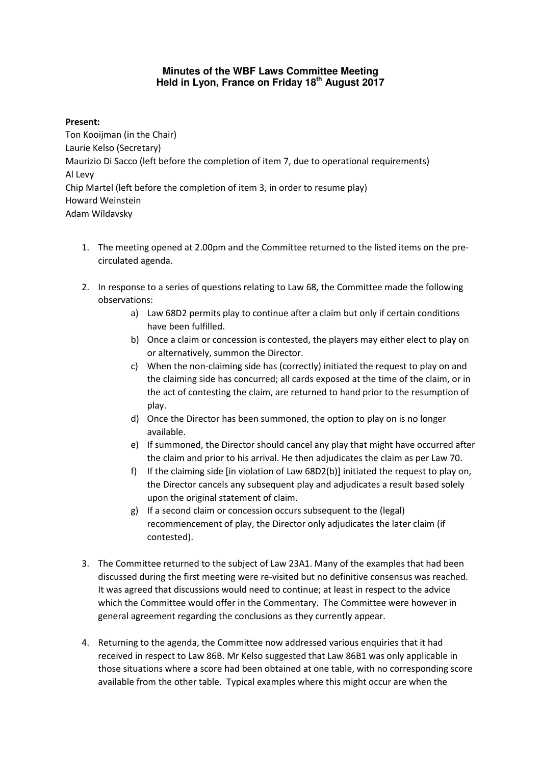# Minutes of the WBF Laws Committee Meeting
# Held in Lyon, France on Friday 18th August 2017

**Present:**

Ton Kooijman (in the Chair)
Laurie Kelso (Secretary)
Maurizio Di Sacco (left before the completion of item 7, due to operational requirements)
Al Levy
Chip Martel (left before the completion of item 3, in order to resume play)
Howard Weinstein
Adam Wildavsky

1. The meeting opened at 2.00pm and the Committee returned to the listed items on the pre-circulated agenda.

2. In response to a series of questions relating to Law 68, the Committee made the following observations:
   a) Law 68D2 permits play to continue after a claim but only if certain conditions have been fulfilled.
   b) Once a claim or concession is contested, the players may either elect to play on or alternatively, summon the Director.
   c) When the non-claiming side has (correctly) initiated the request to play on and the claiming side has concurred; all cards exposed at the time of the claim, or in the act of contesting the claim, are returned to hand prior to the resumption of play.
   d) Once the Director has been summoned, the option to play on is no longer available.
   e) If summoned, the Director should cancel any play that might have occurred after the claim and prior to his arrival. He then adjudicates the claim as per Law 70.
   f) If the claiming side [in violation of Law 68D2(b)] initiated the request to play on, the Director cancels any subsequent play and adjudicates a result based solely upon the original statement of claim.
   g) If a second claim or concession occurs subsequent to the (legal) recommencement of play, the Director only adjudicates the later claim (if contested).

3. The Committee returned to the subject of Law 23A1. Many of the examples that had been discussed during the first meeting were re-visited but no definitive consensus was reached. It was agreed that discussions would need to continue; at least in respect to the advice which the Committee would offer in the Commentary. The Committee were however in general agreement regarding the conclusions as they currently appear.

4. Returning to the agenda, the Committee now addressed various enquiries that it had received in respect to Law 86B. Mr Kelso suggested that Law 86B1 was only applicable in those situations where a score had been obtained at one table, with no corresponding score available from the other table. Typical examples where this might occur are when the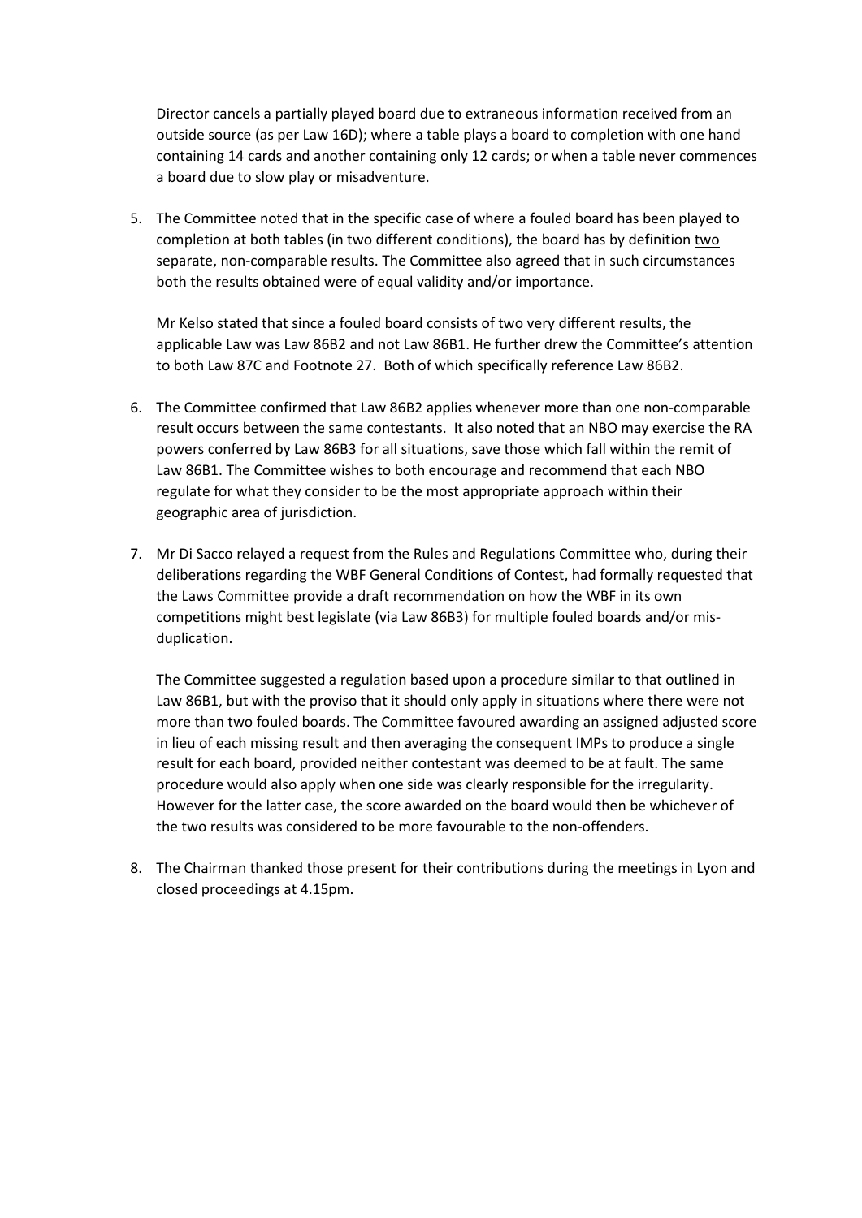Director cancels a partially played board due to extraneous information received from an outside source (as per Law 16D); where a table plays a board to completion with one hand containing 14 cards and another containing only 12 cards; or when a table never commences a board due to slow play or misadventure.

5. The Committee noted that in the specific case of where a fouled board has been played to completion at both tables (in two different conditions), the board has by definition two separate, non-comparable results. The Committee also agreed that in such circumstances both the results obtained were of equal validity and/or importance.

   Mr Kelso stated that since a fouled board consists of two very different results, the applicable Law was Law 86B2 and not Law 86B1. He further drew the Committee's attention to both Law 87C and Footnote 27. Both of which specifically reference Law 86B2.

6. The Committee confirmed that Law 86B2 applies whenever more than one non-comparable result occurs between the same contestants. It also noted that an NBO may exercise the RA powers conferred by Law 86B3 for all situations, save those which fall within the remit of Law 86B1. The Committee wishes to both encourage and recommend that each NBO regulate for what they consider to be the most appropriate approach within their geographic area of jurisdiction.

7. Mr Di Sacco relayed a request from the Rules and Regulations Committee who, during their deliberations regarding the WBF General Conditions of Contest, had formally requested that the Laws Committee provide a draft recommendation on how the WBF in its own competitions might best legislate (via Law 86B3) for multiple fouled boards and/or mis-duplication.

   The Committee suggested a regulation based upon a procedure similar to that outlined in Law 86B1, but with the proviso that it should only apply in situations where there were not more than two fouled boards. The Committee favoured awarding an assigned adjusted score in lieu of each missing result and then averaging the consequent IMPs to produce a single result for each board, provided neither contestant was deemed to be at fault. The same procedure would also apply when one side was clearly responsible for the irregularity. However for the latter case, the score awarded on the board would then be whichever of the two results was considered to be more favourable to the non-offenders.

8. The Chairman thanked those present for their contributions during the meetings in Lyon and closed proceedings at 4.15pm.